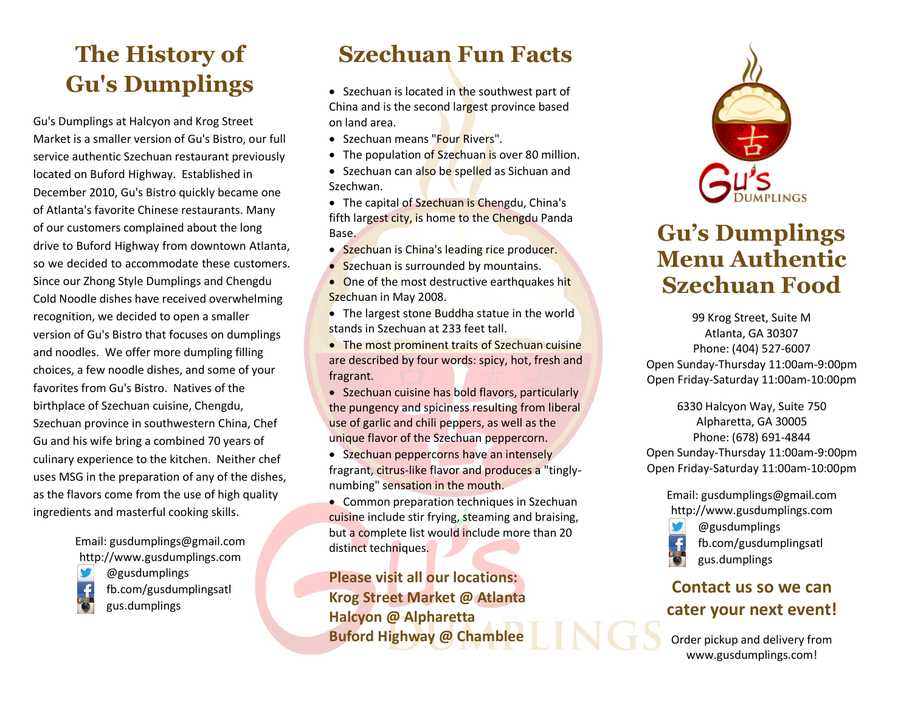# The History of Gu's Dumplings

Gu's Dumplings at Halcyon and Krog Street Market is a smaller version of Gu's Bistro, our full service authentic Szechuan restaurant previously located on Buford Highway. Established in December 2010, Gu's Bistro quickly became one of Atlanta's favorite Chinese restaurants. Many of our customers complained about the long drive to Buford Highway from downtown Atlanta, so we decided to accommodate these customers. Since our Zhong Style Dumplings and Chengdu Cold Noodle dishes have received overwhelming recognition, we decided to open a smaller version of Gu's Bistro that focuses on dumplings and noodles. We offer more dumpling filling choices, a few noodle dishes, and some of your favorites from Gu's Bistro. Natives of the birthplace of Szechuan cuisine, Chengdu, Szechuan province in southwestern China, Chef Gu and his wife bring a combined 70 years of culinary experience to the kitchen. Neither chef uses MSG in the preparation of any of the dishes, as the flavors come from the use of high quality ingredients and masterful cooking skills.

Email: gusdumplings@gmail.com
http://www.gusdumplings.com
@gusdumplings
fb.com/gusdumplingsatl
gus.dumplings

# Szechuan Fun Facts

- Szechuan is located in the southwest part of China and is the second largest province based on land area.
- Szechuan means "Four Rivers".
- The population of Szechuan is over 80 million.
- Szechuan can also be spelled as Sichuan and Szechwan.
- The capital of Szechuan is Chengdu, China's fifth largest city, is home to the Chengdu Panda Base.
- Szechuan is China's leading rice producer.
- Szechuan is surrounded by mountains.
- One of the most destructive earthquakes hit Szechuan in May 2008.
- The largest stone Buddha statue in the world stands in Szechuan at 233 feet tall.
- The most prominent traits of Szechuan cuisine are described by four words: spicy, hot, fresh and fragrant.
- Szechuan cuisine has bold flavors, particularly the pungency and spiciness resulting from liberal use of garlic and chili peppers, as well as the unique flavor of the Szechuan peppercorn.
- Szechuan peppercorns have an intensely fragrant, citrus-like flavor and produces a "tingly-numbing" sensation in the mouth.
- Common preparation techniques in Szechuan cuisine include stir frying, steaming and braising, but a complete list would include more than 20 distinct techniques.

**Please visit all our locations:**
**Krog Street Market @ Atlanta**
**Halcyon @ Alpharetta**
**Buford Highway @ Chamblee**

# Gu's Dumplings Menu Authentic Szechuan Food

99 Krog Street, Suite M
Atlanta, GA 30307
Phone: (404) 527-6007
Open Sunday-Thursday 11:00am-9:00pm
Open Friday-Saturday 11:00am-10:00pm

6330 Halcyon Way, Suite 750
Alpharetta, GA 30005
Phone: (678) 691-4844
Open Sunday-Thursday 11:00am-9:00pm
Open Friday-Saturday 11:00am-10:00pm

Email: gusdumplings@gmail.com
http://www.gusdumplings.com
@gusdumplings
fb.com/gusdumplingsatl
gus.dumplings

**Contact us so we can cater your next event!**

Order pickup and delivery from www.gusdumplings.com!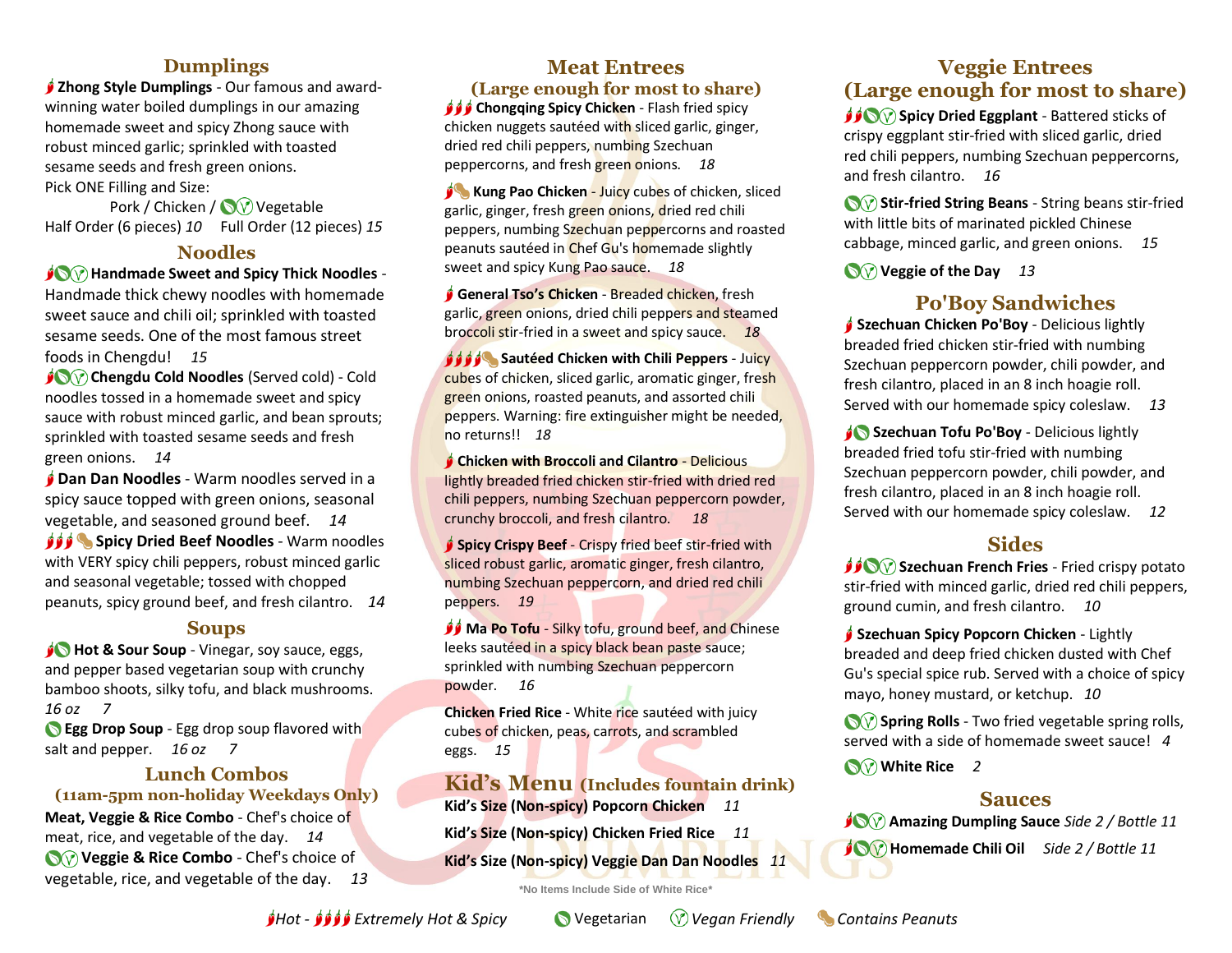## Dumplings

**Zhong Style Dumplings** - Our famous and award-winning water boiled dumplings in our amazing homemade sweet and spicy Zhong sauce with robust minced garlic; sprinkled with toasted sesame seeds and fresh green onions.
Pick ONE Filling and Size:
Pork / Chicken / Vegetable
Half Order (6 pieces) *10* Full Order (12 pieces) *15*

## Noodles

**Handmade Sweet and Spicy Thick Noodles** - Handmade thick chewy noodles with homemade sweet sauce and chili oil; sprinkled with toasted sesame seeds. One of the most famous street foods in Chengdu! *15*

**Chengdu Cold Noodles** (Served cold) - Cold noodles tossed in a homemade sweet and spicy sauce with robust minced garlic, and bean sprouts; sprinkled with toasted sesame seeds and fresh green onions. *14*

**Dan Dan Noodles** - Warm noodles served in a spicy sauce topped with green onions, seasonal vegetable, and seasoned ground beef. *14*

**Spicy Dried Beef Noodles** - Warm noodles with VERY spicy chili peppers, robust minced garlic and seasonal vegetable; tossed with chopped peanuts, spicy ground beef, and fresh cilantro. *14*

## Soups

**Hot & Sour Soup** - Vinegar, soy sauce, eggs, and pepper based vegetarian soup with crunchy bamboo shoots, silky tofu, and black mushrooms. *16 oz* *7*

**Egg Drop Soup** - Egg drop soup flavored with salt and pepper. *16 oz* *7*

## Lunch Combos
### (11am-5pm non-holiday Weekdays Only)

**Meat, Veggie & Rice Combo** - Chef's choice of meat, rice, and vegetable of the day. *14*

**Veggie & Rice Combo** - Chef's choice of vegetable, rice, and vegetable of the day. *13*

## Meat Entrees
### (Large enough for most to share)

**Chongqing Spicy Chicken** - Flash fried spicy chicken nuggets sautéed with sliced garlic, ginger, dried red chili peppers, numbing Szechuan peppercorns, and fresh green onions. *18*

**Kung Pao Chicken** - Juicy cubes of chicken, sliced garlic, ginger, fresh green onions, dried red chili peppers, numbing Szechuan peppercorns and roasted peanuts sautéed in Chef Gu's homemade slightly sweet and spicy Kung Pao sauce. *18*

**General Tso's Chicken** - Breaded chicken, fresh garlic, green onions, dried chili peppers and steamed broccoli stir-fried in a sweet and spicy sauce. *18*

**Sautéed Chicken with Chili Peppers** - Juicy cubes of chicken, sliced garlic, aromatic ginger, fresh green onions, roasted peanuts, and assorted chili peppers. Warning: fire extinguisher might be needed, no returns!! *18*

**Chicken with Broccoli and Cilantro** - Delicious lightly breaded fried chicken stir-fried with dried red chili peppers, numbing Szechuan peppercorn powder, crunchy broccoli, and fresh cilantro. *18*

**Spicy Crispy Beef** - Crispy fried beef stir-fried with sliced robust garlic, aromatic ginger, fresh cilantro, numbing Szechuan peppercorn, and dried red chili peppers. *19*

**Ma Po Tofu** - Silky tofu, ground beef, and Chinese leeks sautéed in a spicy black bean paste sauce; sprinkled with numbing Szechuan peppercorn powder. *16*

**Chicken Fried Rice** - White rice sautéed with juicy cubes of chicken, peas, carrots, and scrambled eggs. *15*

## Kid's Menu (Includes fountain drink)

**Kid's Size (Non-spicy) Popcorn Chicken** *11*

**Kid's Size (Non-spicy) Chicken Fried Rice** *11*

**Kid's Size (Non-spicy) Veggie Dan Dan Noodles** *11*

*No Items Include Side of White Rice*

## Veggie Entrees
### (Large enough for most to share)

**Spicy Dried Eggplant** - Battered sticks of crispy eggplant stir-fried with sliced garlic, dried red chili peppers, numbing Szechuan peppercorns, and fresh cilantro. *16*

**Stir-fried String Beans** - String beans stir-fried with little bits of marinated pickled Chinese cabbage, minced garlic, and green onions. *15*

**Veggie of the Day** *13*

## Po'Boy Sandwiches

**Szechuan Chicken Po'Boy** - Delicious lightly breaded fried chicken stir-fried with numbing Szechuan peppercorn powder, chili powder, and fresh cilantro, placed in an 8 inch hoagie roll. Served with our homemade spicy coleslaw. *13*

**Szechuan Tofu Po'Boy** - Delicious lightly breaded fried tofu stir-fried with numbing Szechuan peppercorn powder, chili powder, and fresh cilantro, placed in an 8 inch hoagie roll. Served with our homemade spicy coleslaw. *12*

## Sides

**Szechuan French Fries** - Fried crispy potato stir-fried with minced garlic, dried red chili peppers, ground cumin, and fresh cilantro. *10*

**Szechuan Spicy Popcorn Chicken** - Lightly breaded and deep fried chicken dusted with Chef Gu's special spice rub. Served with a choice of spicy mayo, honey mustard, or ketchup. *10*

**Spring Rolls** - Two fried vegetable spring rolls, served with a side of homemade sweet sauce! *4*

**White Rice** *2*

## Sauces

**Amazing Dumpling Sauce** *Side 2 / Bottle 11*

**Homemade Chili Oil** *Side 2 / Bottle 11*

*Hot - Extremely Hot & Spicy* Vegetarian *Vegan Friendly* *Contains Peanuts*